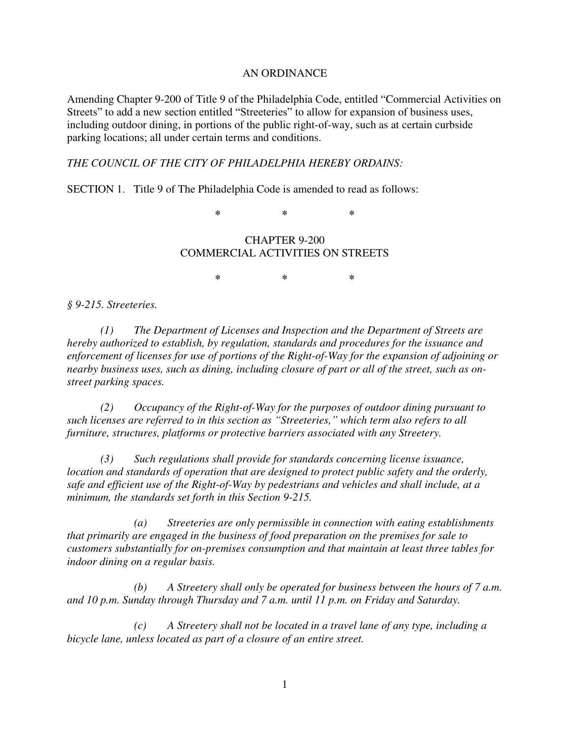AN ORDINANCE

Amending Chapter 9-200 of Title 9 of the Philadelphia Code, entitled "Commercial Activities on Streets" to add a new section entitled "Streeteries" to allow for expansion of business uses, including outdoor dining, in portions of the public right-of-way, such as at certain curbside parking locations; all under certain terms and conditions.

*THE COUNCIL OF THE CITY OF PHILADELPHIA HEREBY ORDAINS:*

SECTION 1. Title 9 of The Philadelphia Code is amended to read as follows:

\* \* \*

CHAPTER 9-200
COMMERCIAL ACTIVITIES ON STREETS

\* \* \*

*§ 9-215. Streeteries.*

*(1) The Department of Licenses and Inspection and the Department of Streets are hereby authorized to establish, by regulation, standards and procedures for the issuance and enforcement of licenses for use of portions of the Right-of-Way for the expansion of adjoining or nearby business uses, such as dining, including closure of part or all of the street, such as on-street parking spaces.*

*(2) Occupancy of the Right-of-Way for the purposes of outdoor dining pursuant to such licenses are referred to in this section as "Streeteries," which term also refers to all furniture, structures, platforms or protective barriers associated with any Streetery.*

*(3) Such regulations shall provide for standards concerning license issuance, location and standards of operation that are designed to protect public safety and the orderly, safe and efficient use of the Right-of-Way by pedestrians and vehicles and shall include, at a minimum, the standards set forth in this Section 9-215.*

*(a) Streeteries are only permissible in connection with eating establishments that primarily are engaged in the business of food preparation on the premises for sale to customers substantially for on-premises consumption and that maintain at least three tables for indoor dining on a regular basis.*

*(b) A Streetery shall only be operated for business between the hours of 7 a.m. and 10 p.m. Sunday through Thursday and 7 a.m. until 11 p.m. on Friday and Saturday.*

*(c) A Streetery shall not be located in a travel lane of any type, including a bicycle lane, unless located as part of a closure of an entire street.*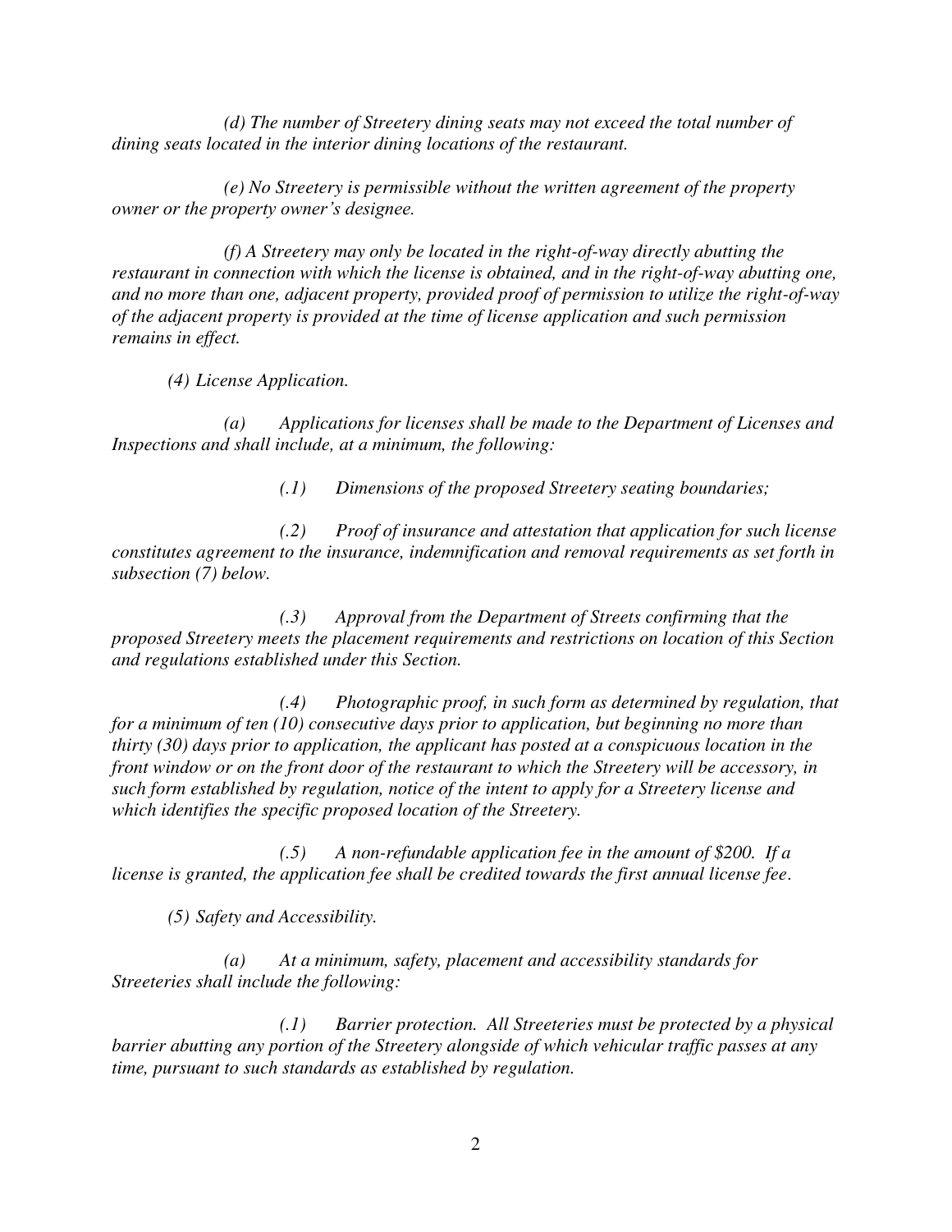*(d) The number of Streetery dining seats may not exceed the total number of dining seats located in the interior dining locations of the restaurant.*

*(e) No Streetery is permissible without the written agreement of the property owner or the property owner's designee.*

*(f) A Streetery may only be located in the right-of-way directly abutting the restaurant in connection with which the license is obtained, and in the right-of-way abutting one, and no more than one, adjacent property, provided proof of permission to utilize the right-of-way of the adjacent property is provided at the time of license application and such permission remains in effect.*

*(4) License Application.*

*(a) Applications for licenses shall be made to the Department of Licenses and Inspections and shall include, at a minimum, the following:*

*(.1) Dimensions of the proposed Streetery seating boundaries;*

*(.2) Proof of insurance and attestation that application for such license constitutes agreement to the insurance, indemnification and removal requirements as set forth in subsection (7) below.*

*(.3) Approval from the Department of Streets confirming that the proposed Streetery meets the placement requirements and restrictions on location of this Section and regulations established under this Section.*

*(.4) Photographic proof, in such form as determined by regulation, that for a minimum of ten (10) consecutive days prior to application, but beginning no more than thirty (30) days prior to application, the applicant has posted at a conspicuous location in the front window or on the front door of the restaurant to which the Streetery will be accessory, in such form established by regulation, notice of the intent to apply for a Streetery license and which identifies the specific proposed location of the Streetery.*

*(.5) A non-refundable application fee in the amount of $200. If a license is granted, the application fee shall be credited towards the first annual license fee.*

*(5) Safety and Accessibility.*

*(a) At a minimum, safety, placement and accessibility standards for Streeteries shall include the following:*

*(.1) Barrier protection. All Streeteries must be protected by a physical barrier abutting any portion of the Streetery alongside of which vehicular traffic passes at any time, pursuant to such standards as established by regulation.*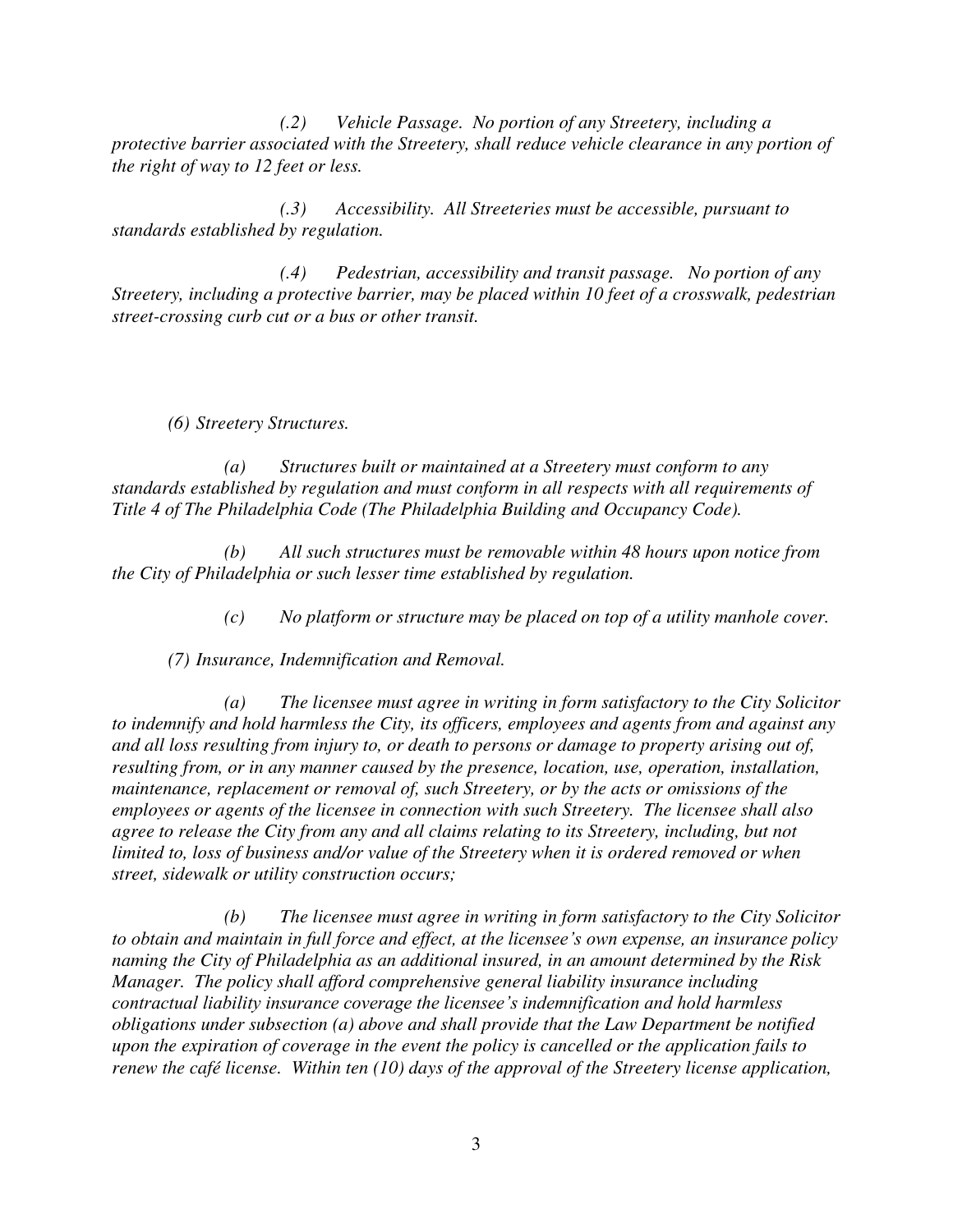*(.2) Vehicle Passage. No portion of any Streetery, including a protective barrier associated with the Streetery, shall reduce vehicle clearance in any portion of the right of way to 12 feet or less.*

*(.3) Accessibility. All Streeteries must be accessible, pursuant to standards established by regulation.*

*(.4) Pedestrian, accessibility and transit passage. No portion of any Streetery, including a protective barrier, may be placed within 10 feet of a crosswalk, pedestrian street-crossing curb cut or a bus or other transit.*

*(6) Streetery Structures.*

*(a) Structures built or maintained at a Streetery must conform to any standards established by regulation and must conform in all respects with all requirements of Title 4 of The Philadelphia Code (The Philadelphia Building and Occupancy Code).*

*(b) All such structures must be removable within 48 hours upon notice from the City of Philadelphia or such lesser time established by regulation.*

*(c) No platform or structure may be placed on top of a utility manhole cover.*

*(7) Insurance, Indemnification and Removal.*

*(a) The licensee must agree in writing in form satisfactory to the City Solicitor to indemnify and hold harmless the City, its officers, employees and agents from and against any and all loss resulting from injury to, or death to persons or damage to property arising out of, resulting from, or in any manner caused by the presence, location, use, operation, installation, maintenance, replacement or removal of, such Streetery, or by the acts or omissions of the employees or agents of the licensee in connection with such Streetery. The licensee shall also agree to release the City from any and all claims relating to its Streetery, including, but not limited to, loss of business and/or value of the Streetery when it is ordered removed or when street, sidewalk or utility construction occurs;*

*(b) The licensee must agree in writing in form satisfactory to the City Solicitor to obtain and maintain in full force and effect, at the licensee's own expense, an insurance policy naming the City of Philadelphia as an additional insured, in an amount determined by the Risk Manager. The policy shall afford comprehensive general liability insurance including contractual liability insurance coverage the licensee's indemnification and hold harmless obligations under subsection (a) above and shall provide that the Law Department be notified upon the expiration of coverage in the event the policy is cancelled or the application fails to renew the café license. Within ten (10) days of the approval of the Streetery license application,*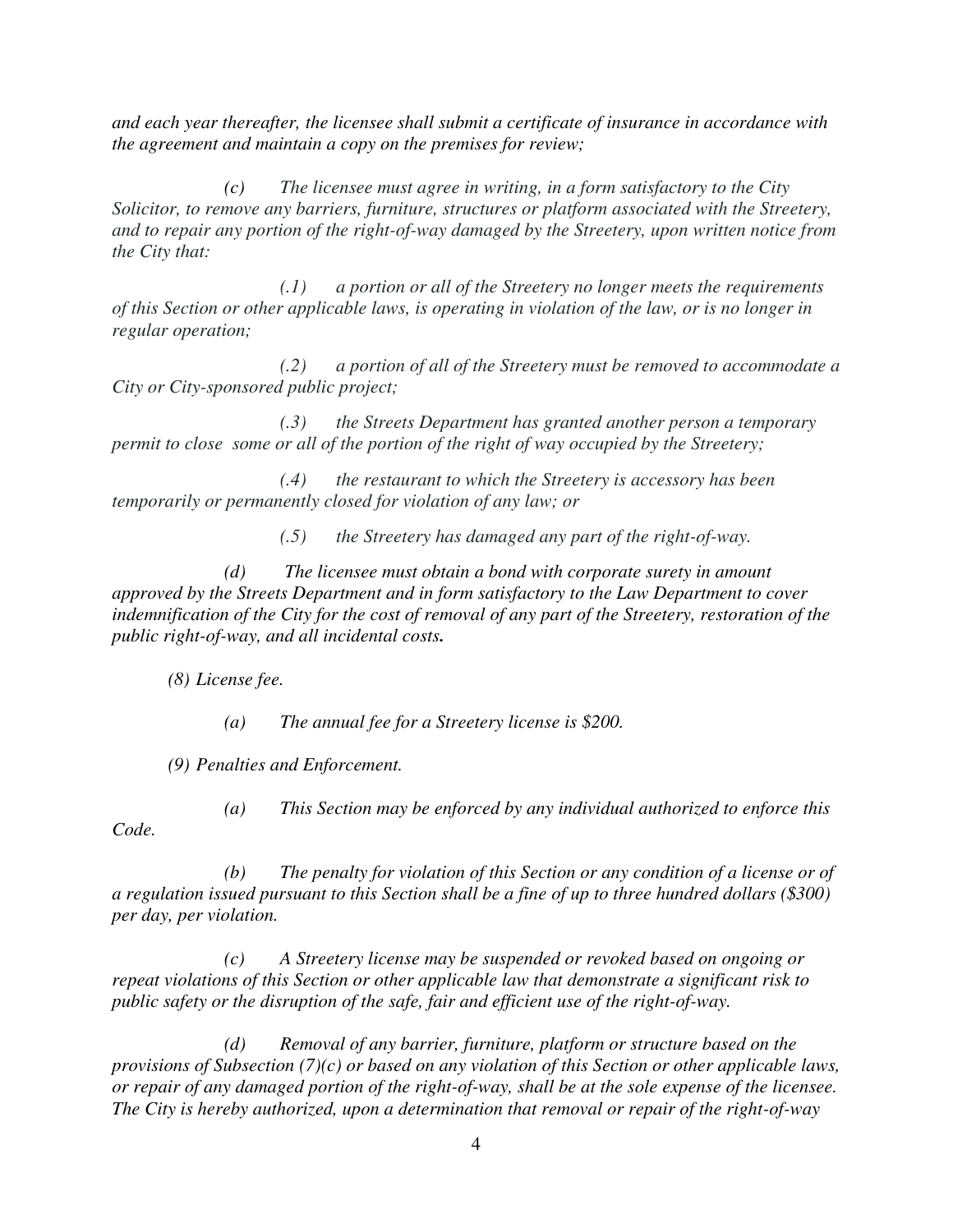*and each year thereafter, the licensee shall submit a certificate of insurance in accordance with the agreement and maintain a copy on the premises for review;*

*(c) The licensee must agree in writing, in a form satisfactory to the City Solicitor, to remove any barriers, furniture, structures or platform associated with the Streetery, and to repair any portion of the right-of-way damaged by the Streetery, upon written notice from the City that:*

*(.1) a portion or all of the Streetery no longer meets the requirements of this Section or other applicable laws, is operating in violation of the law, or is no longer in regular operation;*

*(.2) a portion of all of the Streetery must be removed to accommodate a City or City-sponsored public project;*

*(.3) the Streets Department has granted another person a temporary permit to close some or all of the portion of the right of way occupied by the Streetery;*

*(.4) the restaurant to which the Streetery is accessory has been temporarily or permanently closed for violation of any law; or*

*(.5) the Streetery has damaged any part of the right-of-way.*

*(d) The licensee must obtain a bond with corporate surety in amount approved by the Streets Department and in form satisfactory to the Law Department to cover indemnification of the City for the cost of removal of any part of the Streetery, restoration of the public right-of-way, and all incidental costs.*

*(8) License fee.*

*(a) The annual fee for a Streetery license is $200.*

*(9) Penalties and Enforcement.*

*(a) This Section may be enforced by any individual authorized to enforce this Code.*

*(b) The penalty for violation of this Section or any condition of a license or of a regulation issued pursuant to this Section shall be a fine of up to three hundred dollars ($300) per day, per violation.*

*(c) A Streetery license may be suspended or revoked based on ongoing or repeat violations of this Section or other applicable law that demonstrate a significant risk to public safety or the disruption of the safe, fair and efficient use of the right-of-way.*

*(d) Removal of any barrier, furniture, platform or structure based on the provisions of Subsection (7)(c) or based on any violation of this Section or other applicable laws, or repair of any damaged portion of the right-of-way, shall be at the sole expense of the licensee. The City is hereby authorized, upon a determination that removal or repair of the right-of-way*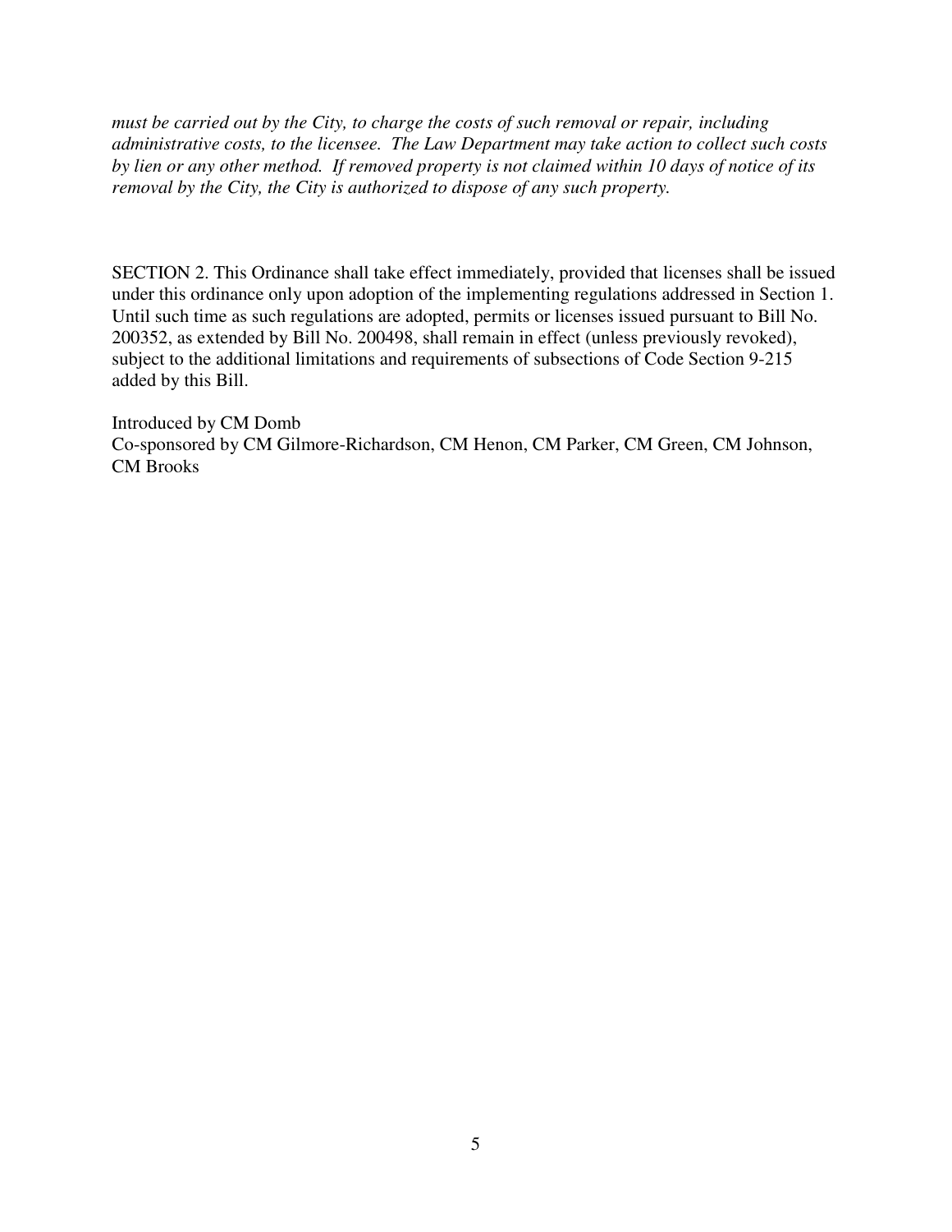*must be carried out by the City, to charge the costs of such removal or repair, including administrative costs, to the licensee. The Law Department may take action to collect such costs by lien or any other method. If removed property is not claimed within 10 days of notice of its removal by the City, the City is authorized to dispose of any such property.*

SECTION 2. This Ordinance shall take effect immediately, provided that licenses shall be issued under this ordinance only upon adoption of the implementing regulations addressed in Section 1. Until such time as such regulations are adopted, permits or licenses issued pursuant to Bill No. 200352, as extended by Bill No. 200498, shall remain in effect (unless previously revoked), subject to the additional limitations and requirements of subsections of Code Section 9-215 added by this Bill.

Introduced by CM Domb
Co-sponsored by CM Gilmore-Richardson, CM Henon, CM Parker, CM Green, CM Johnson, CM Brooks